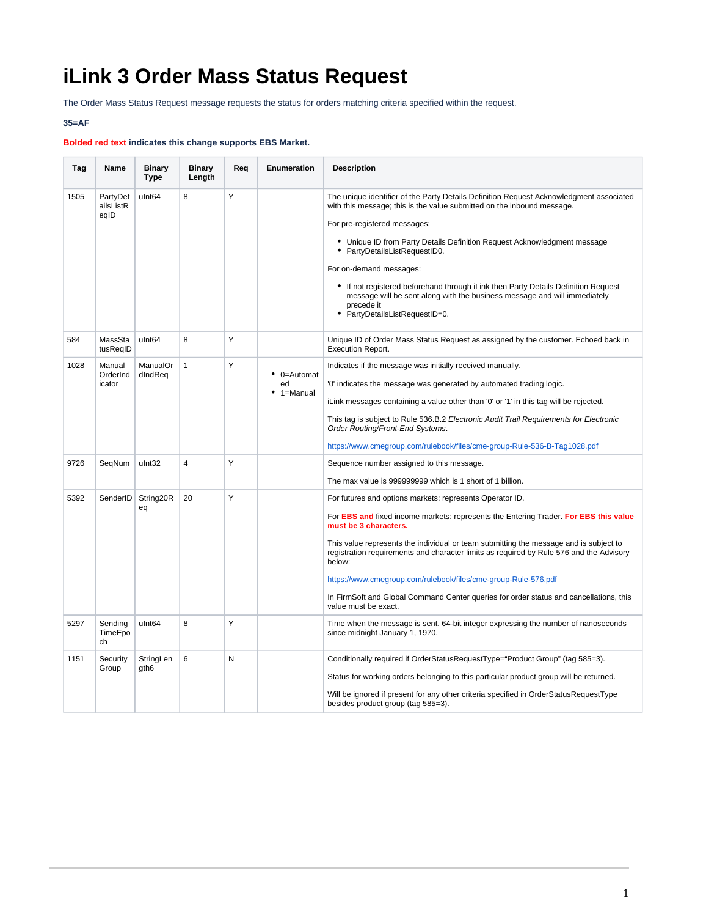# iLink 3 Order Mass Status Request

The Order Mass Status Request message requests the status for orders matching criteria specified within the request.

**35=AF**

**Bolded red text indicates this change supports EBS Market.**

| Tag | Name | Binary Type | Binary Length | Req | Enumeration | Description |
|---|---|---|---|---|---|---|
| 1505 | PartyDetailsListReqID | uInt64 | 8 | Y | | The unique identifier of the Party Details Definition Request Acknowledgment associated with this message; this is the value submitted on the inbound message.<br><br>For pre-registered messages:<br>• Unique ID from Party Details Definition Request Acknowledgment message<br>• PartyDetailsListRequestID0.<br><br>For on-demand messages:<br>• If not registered beforehand through iLink then Party Details Definition Request message will be sent along with the business message and will immediately precede it<br>• PartyDetailsListRequestID=0. |
| 584 | MassStatusReqID | uInt64 | 8 | Y | | Unique ID of Order Mass Status Request as assigned by the customer. Echoed back in Execution Report. |
| 1028 | ManualOrderIndicator | ManualOrdIndReq | 1 | Y | • 0=Automated<br>• 1=Manual | Indicates if the message was initially received manually.<br><br>'0' indicates the message was generated by automated trading logic.<br><br>iLink messages containing a value other than '0' or '1' in this tag will be rejected.<br><br>This tag is subject to Rule 536.B.2 *Electronic Audit Trail Requirements for Electronic Order Routing/Front-End Systems*.<br><br>https://www.cmegroup.com/rulebook/files/cme-group-Rule-536-B-Tag1028.pdf |
| 9726 | SeqNum | uInt32 | 4 | Y | | Sequence number assigned to this message.<br><br>The max value is 999999999 which is 1 short of 1 billion. |
| 5392 | SenderID | String20Req | 20 | Y | | For futures and options markets: represents Operator ID.<br><br>For **EBS and** fixed income markets: represents the Entering Trader. **For EBS this value must be 3 characters.**<br><br>This value represents the individual or team submitting the message and is subject to registration requirements and character limits as required by Rule 576 and the Advisory below:<br><br>https://www.cmegroup.com/rulebook/files/cme-group-Rule-576.pdf<br><br>In FirmSoft and Global Command Center queries for order status and cancellations, this value must be exact. |
| 5297 | SendingTimeEpoch | uInt64 | 8 | Y | | Time when the message is sent. 64-bit integer expressing the number of nanoseconds since midnight January 1, 1970. |
| 1151 | SecurityGroup | StringLength6 | 6 | N | | Conditionally required if OrderStatusRequestType="Product Group" (tag 585=3).<br><br>Status for working orders belonging to this particular product group will be returned.<br><br>Will be ignored if present for any other criteria specified in OrderStatusRequestType besides product group (tag 585=3). |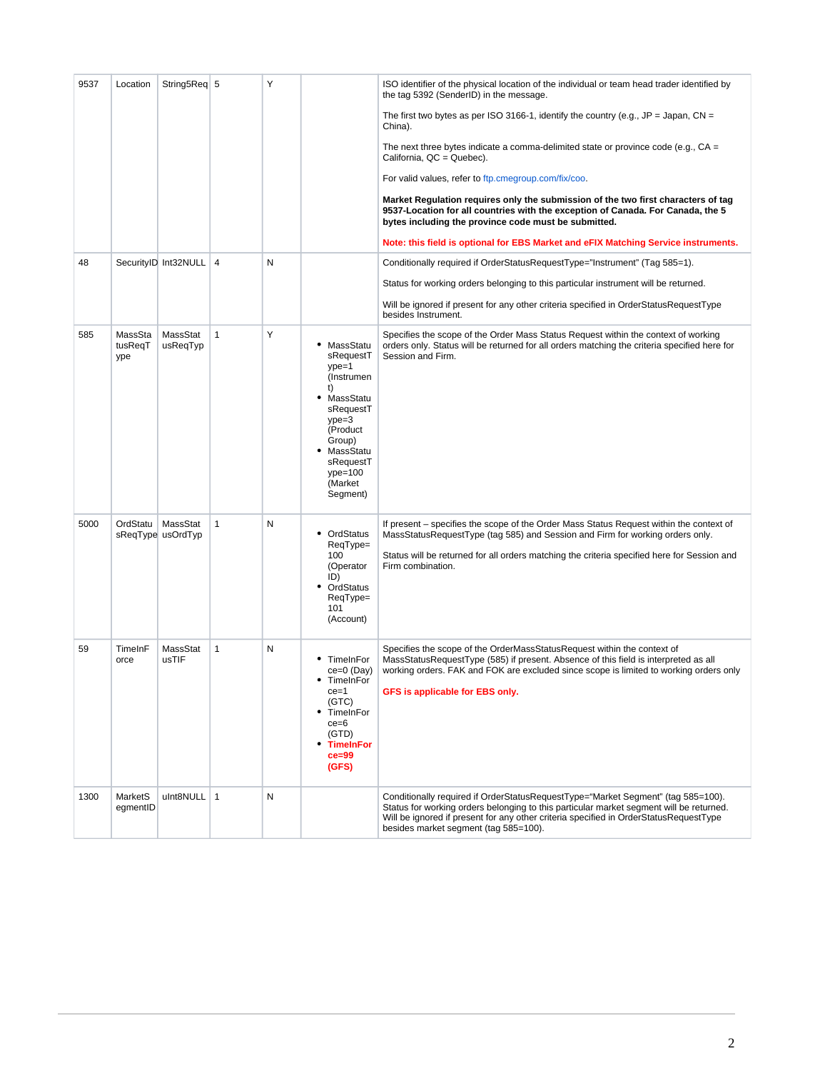| | | | | | | |
|---|---|---|---|---|---|---|
| 9537 | Location | String5Req | 5 | Y | | ISO identifier of the physical location of the individual or team head trader identified by the tag 5392 (SenderID) in the message.<br><br>The first two bytes as per ISO 3166-1, identify the country (e.g., JP = Japan, CN = China).<br><br>The next three bytes indicate a comma-delimited state or province code (e.g., CA = California, QC = Quebec).<br><br>For valid values, refer to ftp.cmegroup.com/fix/coo.<br><br>**Market Regulation requires only the submission of the two first characters of tag 9537-Location for all countries with the exception of Canada. For Canada, the 5 bytes including the province code must be submitted.**<br><br>**Note: this field is optional for EBS Market and eFIX Matching Service instruments.** |
| 48 | SecurityID | Int32NULL | 4 | N | | Conditionally required if OrderStatusRequestType="Instrument" (Tag 585=1).<br><br>Status for working orders belonging to this particular instrument will be returned.<br><br>Will be ignored if present for any other criteria specified in OrderStatusRequestType besides Instrument. |
| 585 | MassStatusReqType | MassStatusReqTyp | 1 | Y | • MassStatusRequestType=1 (Instrument)<br>• MassStatusRequestType=3 (Product Group)<br>• MassStatusRequestType=100 (Market Segment) | Specifies the scope of the Order Mass Status Request within the context of working orders only. Status will be returned for all orders matching the criteria specified here for Session and Firm. |
| 5000 | OrdStatusReqType | MassStatusOrdTyp | 1 | N | • OrdStatusReqType=100 (Operator ID)<br>• OrdStatusReqType=101 (Account) | If present – specifies the scope of the Order Mass Status Request within the context of MassStatusRequestType (tag 585) and Session and Firm for working orders only.<br><br>Status will be returned for all orders matching the criteria specified here for Session and Firm combination. |
| 59 | TimeInForce | MassStatusTIF | 1 | N | • TimeInForce=0 (Day)<br>• TimeInForce=1 (GTC)<br>• TimeInForce=6 (GTD)<br>• **TimeInForce=99 (GFS)** | Specifies the scope of the OrderMassStatusRequest within the context of MassStatusRequestType (585) if present. Absence of this field is interpreted as all working orders. FAK and FOK are excluded since scope is limited to working orders only<br><br>**GFS is applicable for EBS only.** |
| 1300 | MarketSegmentID | uInt8NULL | 1 | N | | Conditionally required if OrderStatusRequestType="Market Segment" (tag 585=100). Status for working orders belonging to this particular market segment will be returned. Will be ignored if present for any other criteria specified in OrderStatusRequestType besides market segment (tag 585=100). |